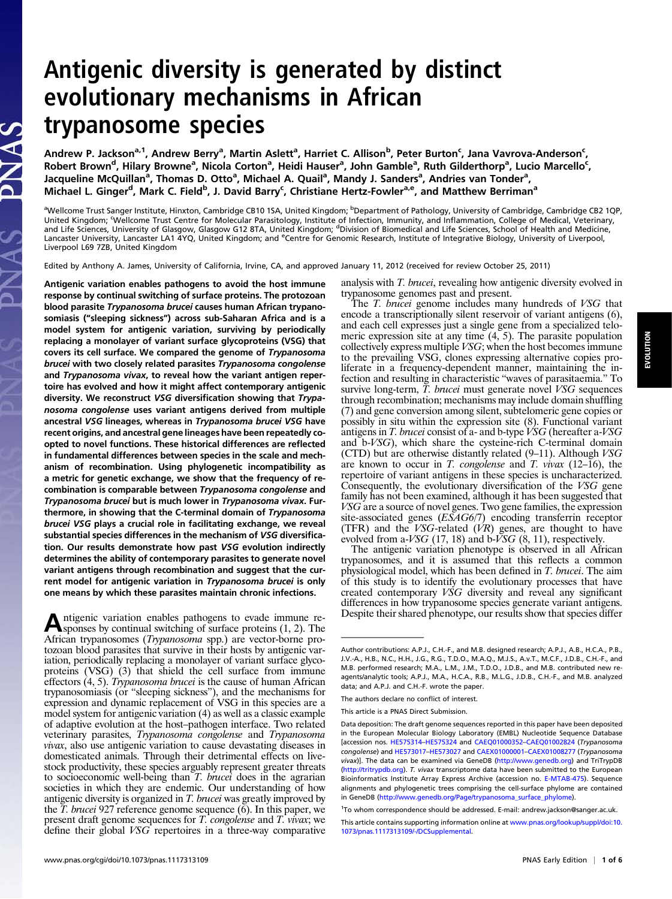# Antigenic diversity is generated by distinct evolutionary mechanisms in African trypanosome species

Andrew P. Jackson[a,1], Andrew Berry[a], Martin Aslett[a], Harriet C. Allison[b], Peter Burton[c], Jana Vavrova-Anderson[c], Robert Brown[d], Hilary Browne[a], Nicola Corton[a], Heidi Hauser[a], John Gamble[a], Ruth Gilderthorp[a], Lucio Marcello[c], Jacqueline McQuillan[a], Thomas D. Otto[a], Michael A. Quail[a], Mandy J. Sanders[a], Andries van Tonder[a], Michael L. Ginger[d], Mark C. Field[b], J. David Barry[c], Christiane Hertz-Fowler[a,e], and Matthew Berriman[a]

[a]Wellcome Trust Sanger Institute, Hinxton, Cambridge CB10 1SA, United Kingdom; [b]Department of Pathology, University of Cambridge, Cambridge CB2 1QP, United Kingdom; [c]Wellcome Trust Centre for Molecular Parasitology, Institute of Infection, Immunity, and Inflammation, College of Medical, Veterinary, and Life Sciences, University of Glasgow, Glasgow G12 8TA, United Kingdom; [d]Division of Biomedical and Life Sciences, School of Health and Medicine, Lancaster University, Lancaster LA1 4YQ, United Kingdom; and [e]Centre for Genomic Research, Institute of Integrative Biology, University of Liverpool, Liverpool L69 7ZB, United Kingdom

Edited by Anthony A. James, University of California, Irvine, CA, and approved January 11, 2012 (received for review October 25, 2011)

**Antigenic variation enables pathogens to avoid the host immune response by continual switching of surface proteins. The protozoan blood parasite *Trypanosoma brucei* causes human African trypanosomiasis ("sleeping sickness") across sub-Saharan Africa and is a model system for antigenic variation, surviving by periodically replacing a monolayer of variant surface glycoproteins (VSG) that covers its cell surface. We compared the genome of *Trypanosoma brucei* with two closely related parasites *Trypanosoma congolense* and *Trypanosoma vivax*, to reveal how the variant antigen repertoire has evolved and how it might affect contemporary antigenic diversity. We reconstruct *VSG* diversification showing that *Trypanosoma congolense* uses variant antigens derived from multiple ancestral *VSG* lineages, whereas in *Trypanosoma brucei VSG* have recent origins, and ancestral gene lineages have been repeatedly co-opted to novel functions. These historical differences are reflected in fundamental differences between species in the scale and mechanism of recombination. Using phylogenetic incompatibility as a metric for genetic exchange, we show that the frequency of recombination is comparable between *Trypanosoma congolense* and *Trypanosoma brucei* but is much lower in *Trypanosoma vivax*. Furthermore, in showing that the C-terminal domain of *Trypanosoma brucei VSG* plays a crucial role in facilitating exchange, we reveal substantial species differences in the mechanism of *VSG* diversification. Our results demonstrate how past *VSG* evolution indirectly determines the ability of contemporary parasites to generate novel variant antigens through recombination and suggest that the current model for antigenic variation in *Trypanosoma brucei* is only one means by which these parasites maintain chronic infections.**

Antigenic variation enables pathogens to evade immune responses by continual switching of surface proteins (1, 2). The African trypanosomes (*Trypanosoma* spp.) are vector-borne protozoan blood parasites that survive in their hosts by antigenic variation, periodically replacing a monolayer of variant surface glycoproteins (VSG) (3) that shield the cell surface from immune effectors (4, 5). *Trypanosoma brucei* is the cause of human African trypanosomiasis (or "sleeping sickness"), and the mechanisms for expression and dynamic replacement of VSG in this species are a model system for antigenic variation (4) as well as a classic example of adaptive evolution at the host–pathogen interface. Two related veterinary parasites, *Trypanosoma congolense* and *Trypanosoma vivax*, also use antigenic variation to cause devastating diseases in domesticated animals. Through their detrimental effects on livestock productivity, these species arguably represent greater threats to socioeconomic well-being than *T. brucei* does in the agrarian societies in which they are endemic. Our understanding of how antigenic diversity is organized in *T. brucei* was greatly improved by the *T. brucei* 927 reference genome sequence (6). In this paper, we present draft genome sequences for *T. congolense* and *T. vivax*; we define their global *VSG* repertoires in a three-way comparative analysis with *T. brucei*, revealing how antigenic diversity evolved in trypanosome genomes past and present.

The *T. brucei* genome includes many hundreds of *VSG* that encode a transcriptionally silent reservoir of variant antigens (6), and each cell expresses just a single gene from a specialized telomeric expression site at any time (4, 5). The parasite population collectively express multiple *VSG*; when the host becomes immune to the prevailing VSG, clones expressing alternative copies proliferate in a frequency-dependent manner, maintaining the infection and resulting in characteristic "waves of parasitaemia." To survive long-term, *T. brucei* must generate novel *VSG* sequences through recombination; mechanisms may include domain shuffling (7) and gene conversion among silent, subtelomeric gene copies or possibly in situ within the expression site (8). Functional variant antigens in *T. brucei* consist of a- and b-type *VSG* (hereafter a-*VSG* and b-*VSG*), which share the cysteine-rich C-terminal domain (CTD) but are otherwise distantly related (9–11). Although *VSG* are known to occur in *T. congolense* and *T. vivax* (12–16), the repertoire of variant antigens in these species is uncharacterized. Consequently, the evolutionary diversification of the *VSG* gene family has not been examined, although it has been suggested that *VSG* are a source of novel genes. Two gene families, the expression site-associated genes (*ESAG6/7*) encoding transferrin receptor (TFR) and the *VSG*-related (*VR*) genes, are thought to have evolved from a-*VSG* (17, 18) and b-*VSG* (8, 11), respectively.

The antigenic variation phenotype is observed in all African trypanosomes, and it is assumed that this reflects a common physiological model, which has been defined in *T. brucei*. The aim of this study is to identify the evolutionary processes that have created contemporary *VSG* diversity and reveal any significant differences in how trypanosome species generate variant antigens. Despite their shared phenotype, our results show that species differ

---

Author contributions: A.P.J., C.H.-F., and M.B. designed research; A.P.J., A.B., H.C.A., P.B., J.V.-A., H.B., N.C., H.H., J.G., R.G., T.D.O., M.A.Q., M.J.S., A.v.T., M.C.F., J.D.B., C.H.-F., and M.B. performed research; M.A., L.M., J.M., T.D.O., J.D.B., and M.B. contributed new reagents/analytic tools; A.P.J., M.A., H.C.A., R.B., M.L.G., J.D.B., C.H.-F., and M.B. analyzed data; and A.P.J. and C.H.-F. wrote the paper.

The authors declare no conflict of interest.

This article is a PNAS Direct Submission.

Data deposition: The draft genome sequences reported in this paper have been deposited in the European Molecular Biology Laboratory (EMBL) Nucleotide Sequence Database [accession nos. HE575314–HE575324 and CAEQ01000352–CAEQ01002824 (*Trypanosoma congolense*) and HE573017–HE573027 and CAEX01000001–CAEX01008277 (*Trypanosoma vivax*)]. The data can be examined via GeneDB (http://www.genedb.org) and TriTrypDB (http://tritrypdb.org). *T. vivax* transcriptome data have been submitted to the European Bioinformatics Institute Array Express Archive (accession no. E-MTAB-475). Sequence alignments and phylogenetic trees comprising the cell-surface phylome are contained in GeneDB (http://www.genedb.org/Page/trypanosoma_surface_phylome).

[1]To whom correspondence should be addressed. E-mail: andrew.jackson@sanger.ac.uk.

This article contains supporting information online at www.pnas.org/lookup/suppl/doi:10.1073/pnas.1117313109/-/DCSupplemental.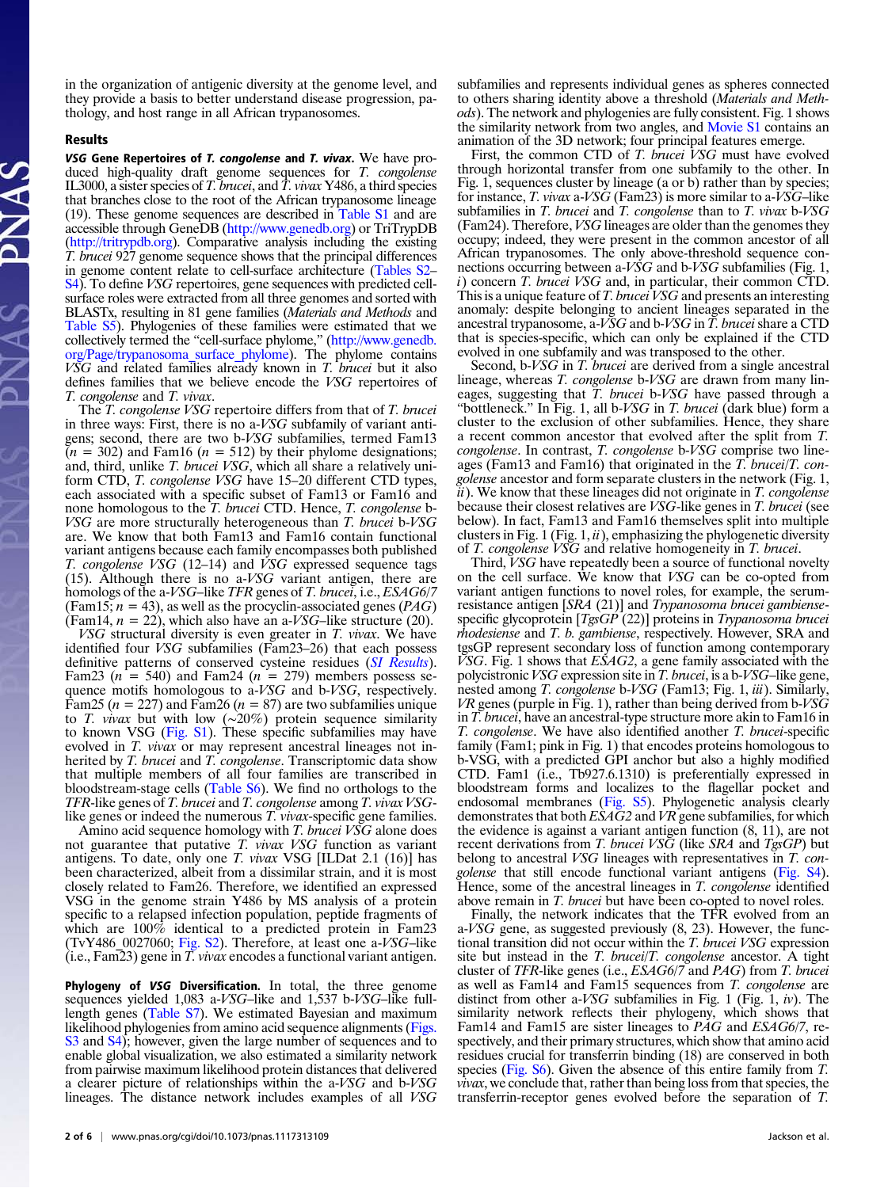in the organization of antigenic diversity at the genome level, and they provide a basis to better understand disease progression, pathology, and host range in all African trypanosomes.

## Results

***VSG* Gene Repertoires of *T. congolense* and *T. vivax*.** We have produced high-quality draft genome sequences for *T. congolense* IL3000, a sister species of *T. brucei*, and *T. vivax* Y486, a third species that branches close to the root of the African trypanosome lineage (19). These genome sequences are described in Table S1 and are accessible through GeneDB (http://www.genedb.org) or TriTrypDB (http://tritrypdb.org). Comparative analysis including the existing *T. brucei* 927 genome sequence shows that the principal differences in genome content relate to cell-surface architecture (Tables S2–S4). To define *VSG* repertoires, gene sequences with predicted cell-surface roles were extracted from all three genomes and sorted with BLASTx, resulting in 81 gene families (*Materials and Methods* and Table S5). Phylogenies of these families were estimated that we collectively termed the "cell-surface phylome," (http://www.genedb.org/Page/trypanosoma_surface_phylome). The phylome contains *VSG* and related families already known in *T. brucei* but it also defines families that we believe encode the *VSG* repertoires of *T. congolense* and *T. vivax*.

The *T. congolense VSG* repertoire differs from that of *T. brucei* in three ways: First, there is no a-*VSG* subfamily of variant antigens; second, there are two b-*VSG* subfamilies, termed Fam13 ($n = 302$) and Fam16 ($n = 512$) by their phylome designations; and, third, unlike *T. brucei VSG*, which all share a relatively uniform CTD, *T. congolense VSG* have 15–20 different CTD types, each associated with a specific subset of Fam13 or Fam16 and none homologous to the *T. brucei* CTD. Hence, *T. congolense* b-*VSG* are more structurally heterogeneous than *T. brucei* b-*VSG* are. We know that both Fam13 and Fam16 contain functional variant antigens because each family encompasses both published *T. congolense VSG* (12–14) and *VSG* expressed sequence tags (15). Although there is no a-*VSG* variant antigen, there are homologs of the a-*VSG*–like *TFR* genes of *T. brucei*, i.e., *ESAG6/7* (Fam15; $n = 43$), as well as the procyclin-associated genes (*PAG*) (Fam14, $n = 22$), which also have an a-*VSG*–like structure (20).

*VSG* structural diversity is even greater in *T. vivax*. We have identified four *VSG* subfamilies (Fam23–26) that each possess definitive patterns of conserved cysteine residues (*SI Results*). Fam23 ($n = 540$) and Fam24 ($n = 279$) members possess sequence motifs homologous to a-*VSG* and b-*VSG*, respectively. Fam25 ($n = 227$) and Fam26 ($n = 87$) are two subfamilies unique to *T. vivax* but with low (~20%) protein sequence similarity to known VSG (Fig. S1). These specific subfamilies may have evolved in *T. vivax* or may represent ancestral lineages not inherited by *T. brucei* and *T. congolense*. Transcriptomic data show that multiple members of all four families are transcribed in bloodstream-stage cells (Table S6). We find no orthologs to the *TFR*-like genes of *T. brucei* and *T. congolense* among *T. vivax VSG*-like genes or indeed the numerous *T. vivax*-specific gene families.

Amino acid sequence homology with *T. brucei VSG* alone does not guarantee that putative *T. vivax VSG* function as variant antigens. To date, only one *T. vivax* VSG [ILDat 2.1 (16)] has been characterized, albeit from a dissimilar strain, and it is most closely related to Fam26. Therefore, we identified an expressed VSG in the genome strain Y486 by MS analysis of a protein specific to a relapsed infection population, peptide fragments of which are 100% identical to a predicted protein in Fam23 (TvY486_0027060; Fig. S2). Therefore, at least one a-*VSG*–like (i.e., Fam23) gene in *T. vivax* encodes a functional variant antigen.

**Phylogeny of *VSG* Diversification.** In total, the three genome sequences yielded 1,083 a-*VSG*–like and 1,537 b-*VSG*–like full-length genes (Table S7). We estimated Bayesian and maximum likelihood phylogenies from amino acid sequence alignments (Figs. S3 and S4); however, given the large number of sequences and to enable global visualization, we also estimated a similarity network from pairwise maximum likelihood protein distances that delivered a clearer picture of relationships within the a-*VSG* and b-*VSG* lineages. The distance network includes examples of all *VSG* subfamilies and represents individual genes as spheres connected to others sharing identity above a threshold (*Materials and Methods*). The network and phylogenies are fully consistent. Fig. 1 shows the similarity network from two angles, and Movie S1 contains an animation of the 3D network; four principal features emerge.

First, the common CTD of *T. brucei VSG* must have evolved through horizontal transfer from one subfamily to the other. In Fig. 1, sequences cluster by lineage (a or b) rather than by species; for instance, *T. vivax* a-*VSG* (Fam23) is more similar to a-*VSG*–like subfamilies in *T. brucei* and *T. congolense* than to *T. vivax* b-*VSG* (Fam24). Therefore, *VSG* lineages are older than the genomes they occupy; indeed, they were present in the common ancestor of all African trypanosomes. The only above-threshold sequence connections occurring between a-*VSG* and b-*VSG* subfamilies (Fig. 1, *i*) concern *T. brucei VSG* and, in particular, their common CTD. This is a unique feature of *T. brucei VSG* and presents an interesting anomaly: despite belonging to ancient lineages separated in the ancestral trypanosome, a-*VSG* and b-*VSG* in *T. brucei* share a CTD that is species-specific, which can only be explained if the CTD evolved in one subfamily and was transposed to the other.

Second, b-*VSG* in *T. brucei* are derived from a single ancestral lineage, whereas *T. congolense* b-*VSG* are drawn from many lineages, suggesting that *T. brucei* b-*VSG* have passed through a "bottleneck." In Fig. 1, all b-*VSG* in *T. brucei* (dark blue) form a cluster to the exclusion of other subfamilies. Hence, they share a recent common ancestor that evolved after the split from *T. congolense*. In contrast, *T. congolense* b-*VSG* comprise two lineages (Fam13 and Fam16) that originated in the *T. brucei*/*T. congolense* ancestor and form separate clusters in the network (Fig. 1, *ii*). We know that these lineages did not originate in *T. congolense* because their closest relatives are *VSG*-like genes in *T. brucei* (see below). In fact, Fam13 and Fam16 themselves split into multiple clusters in Fig. 1 (Fig. 1, *ii*), emphasizing the phylogenetic diversity of *T. congolense VSG* and relative homogeneity in *T. brucei*.

Third, *VSG* have repeatedly been a source of functional novelty on the cell surface. We know that *VSG* can be co-opted from variant antigen functions to novel roles, for example, the serum-resistance antigen [*SRA* (21)] and *Trypanosoma brucei gambiense*-specific glycoprotein [*TgsGP* (22)] proteins in *Trypanosoma brucei rhodesiense* and *T. b. gambiense*, respectively. However, SRA and tgsGP represent secondary loss of function among contemporary *VSG*. Fig. 1 shows that *ESAG2*, a gene family associated with the polycistronic *VSG* expression site in *T. brucei*, is a b-*VSG*–like gene, nested among *T. congolense* b-*VSG* (Fam13; Fig. 1, *iii*). Similarly, *VR* genes (purple in Fig. 1), rather than being derived from b-*VSG* in *T. brucei*, have an ancestral-type structure more akin to Fam16 in *T. congolense*. We have also identified another *T. brucei*-specific family (Fam1; pink in Fig. 1) that encodes proteins homologous to b-VSG, with a predicted GPI anchor but also a highly modified CTD. Fam1 (i.e., Tb927.6.1310) is preferentially expressed in bloodstream forms and localizes to the flagellar pocket and endosomal membranes (Fig. S5). Phylogenetic analysis clearly demonstrates that both *ESAG2* and *VR* gene subfamilies, for which the evidence is against a variant antigen function (8, 11), are not recent derivations from *T. brucei VSG* (like *SRA* and *TgsGP*) but belong to ancestral *VSG* lineages with representatives in *T. congolense* that still encode functional variant antigens (Fig. S4). Hence, some of the ancestral lineages in *T. congolense* identified above remain in *T. brucei* but have been co-opted to novel roles.

Finally, the network indicates that the TFR evolved from an a-*VSG* gene, as suggested previously (8, 23). However, the functional transition did not occur within the *T. brucei VSG* expression site but instead in the *T. brucei*/*T. congolense* ancestor. A tight cluster of *TFR*-like genes (i.e., *ESAG6/7* and *PAG*) from *T. brucei* as well as Fam14 and Fam15 sequences from *T. congolense* are distinct from other a-*VSG* subfamilies in Fig. 1 (Fig. 1, *iv*). The similarity network reflects their phylogeny, which shows that Fam14 and Fam15 are sister lineages to *PAG* and *ESAG6/7*, respectively, and their primary structures, which show that amino acid residues crucial for transferrin binding (18) are conserved in both species (Fig. S6). Given the absence of this entire family from *T. vivax*, we conclude that, rather than being loss from that species, the transferrin-receptor genes evolved before the separation of *T.*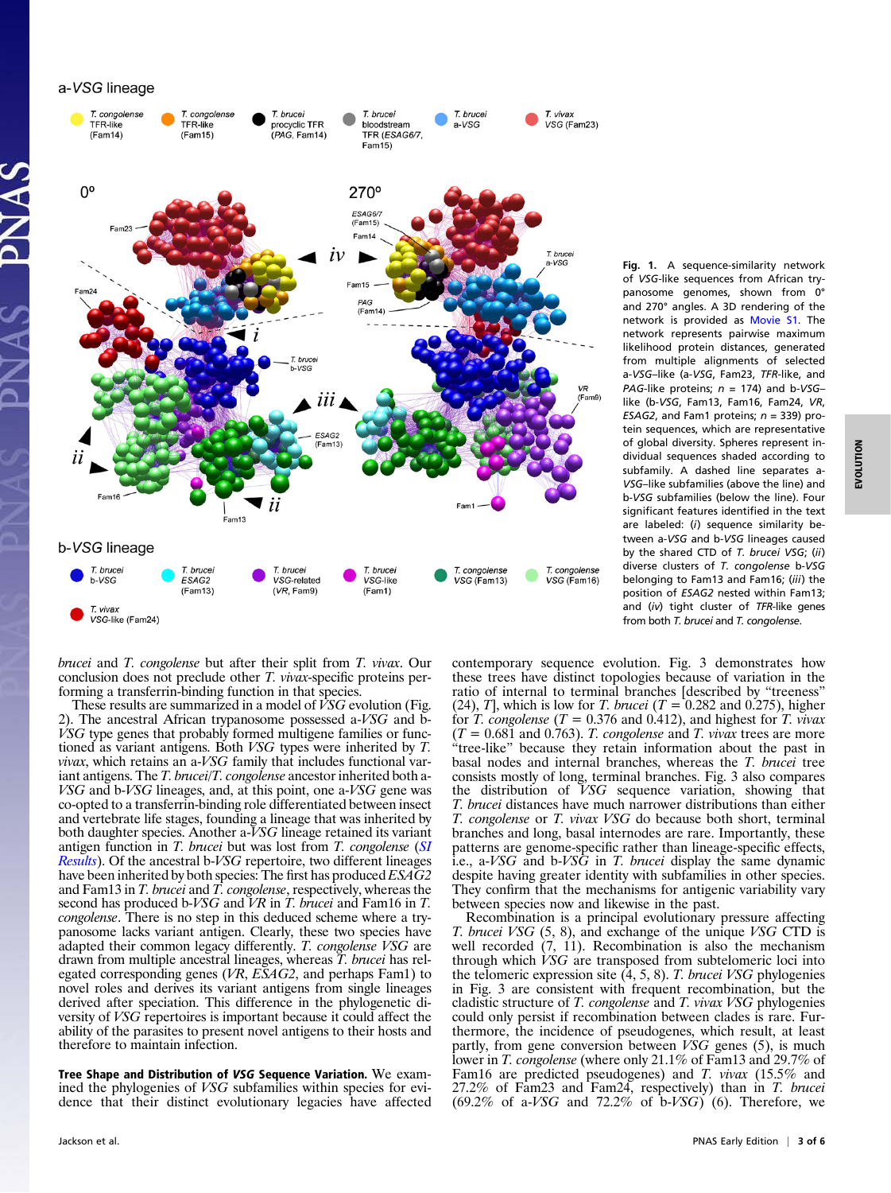a-*VSG* lineage

b-*VSG* lineage

**Fig. 1.** A sequence-similarity network of *VSG*-like sequences from African trypanosome genomes, shown from 0° and 270° angles. A 3D rendering of the network is provided as Movie S1. The network represents pairwise maximum likelihood protein distances, generated from multiple alignments of selected a-*VSG*–like (a-*VSG*, Fam23, *TFR*-like, and *PAG*-like proteins; *n* = 174) and b-*VSG*–like (b-*VSG*, Fam13, Fam16, Fam24, *VR*, *ESAG2*, and Fam1 proteins; *n* = 339) protein sequences, which are representative of global diversity. Spheres represent individual sequences shaded according to subfamily. A dashed line separates a-*VSG*–like subfamilies (above the line) and b-*VSG* subfamilies (below the line). Four significant features identified in the text are labeled: (*i*) sequence similarity between a-*VSG* and b-*VSG* lineages caused by the shared CTD of *T. brucei VSG*; (*ii*) diverse clusters of *T. congolense* b-*VSG* belonging to Fam13 and Fam16; (*iii*) the position of *ESAG2* nested within Fam13; and (*iv*) tight cluster of *TFR*-like genes from both *T. brucei* and *T. congolense*.

*brucei* and *T. congolense* but after their split from *T. vivax*. Our conclusion does not preclude other *T. vivax*-specific proteins performing a transferrin-binding function in that species.

These results are summarized in a model of *VSG* evolution (Fig. 2). The ancestral African trypanosome possessed a-*VSG* and b-*VSG* type genes that probably formed multigene families or functioned as variant antigens. Both *VSG* types were inherited by *T. vivax*, which retains an a-*VSG* family that includes functional variant antigens. The *T. brucei*/*T. congolense* ancestor inherited both a-*VSG* and b-*VSG* lineages, and, at this point, one a-*VSG* gene was co-opted to a transferrin-binding role differentiated between insect and vertebrate life stages, founding a lineage that was inherited by both daughter species. Another a-*VSG* lineage retained its variant antigen function in *T. brucei* but was lost from *T. congolense* (*SI Results*). Of the ancestral b-*VSG* repertoire, two different lineages have been inherited by both species: The first has produced *ESAG2* and Fam13 in *T. brucei* and *T. congolense*, respectively, whereas the second has produced b-*VSG* and *VR* in *T. brucei* and Fam16 in *T. congolense*. There is no step in this deduced scheme where a trypanosome lacks variant antigen. Clearly, these two species have adapted their common legacy differently. *T. congolense VSG* are drawn from multiple ancestral lineages, whereas *T. brucei* has relegated corresponding genes (*VR*, *ESAG2*, and perhaps Fam1) to novel roles and derives its variant antigens from single lineages derived after speciation. This difference in the phylogenetic diversity of *VSG* repertoires is important because it could affect the ability of the parasites to present novel antigens to their hosts and therefore to maintain infection.

**Tree Shape and Distribution of *VSG* Sequence Variation.** We examined the phylogenies of *VSG* subfamilies within species for evidence that their distinct evolutionary legacies have affected contemporary sequence evolution. Fig. 3 demonstrates how these trees have distinct topologies because of variation in the ratio of internal to terminal branches [described by "treeness" (24), *T*], which is low for *T. brucei* ($T$ = 0.282 and 0.275), higher for *T. congolense* ($T$ = 0.376 and 0.412), and highest for *T. vivax* ($T$ = 0.681 and 0.763). *T. congolense* and *T. vivax* trees are more "tree-like" because they retain information about the past in basal nodes and internal branches, whereas the *T. brucei* tree consists mostly of long, terminal branches. Fig. 3 also compares the distribution of *VSG* sequence variation, showing that *T. brucei* distances have much narrower distributions than either *T. congolense* or *T. vivax VSG* do because both short, terminal branches and long, basal internodes are rare. Importantly, these patterns are genome-specific rather than lineage-specific effects, i.e., a-*VSG* and b-*VSG* in *T. brucei* display the same dynamic despite having greater identity with subfamilies in other species. They confirm that the mechanisms for antigenic variability vary between species now and likewise in the past.

Recombination is a principal evolutionary pressure affecting *T. brucei VSG* (5, 8), and exchange of the unique *VSG* CTD is well recorded (7, 11). Recombination is also the mechanism through which *VSG* are transposed from subtelomeric loci into the telomeric expression site (4, 5, 8). *T. brucei VSG* phylogenies in Fig. 3 are consistent with frequent recombination, but the cladistic structure of *T. congolense* and *T. vivax VSG* phylogenies could only persist if recombination between clades is rare. Furthermore, the incidence of pseudogenes, which result, at least partly, from gene conversion between *VSG* genes (5), is much lower in *T. congolense* (where only 21.1% of Fam13 and 29.7% of Fam16 are predicted pseudogenes) and *T. vivax* (15.5% and 27.2% of Fam23 and Fam24, respectively) than in *T. brucei* (69.2% of a-*VSG* and 72.2% of b-*VSG*) (6). Therefore, we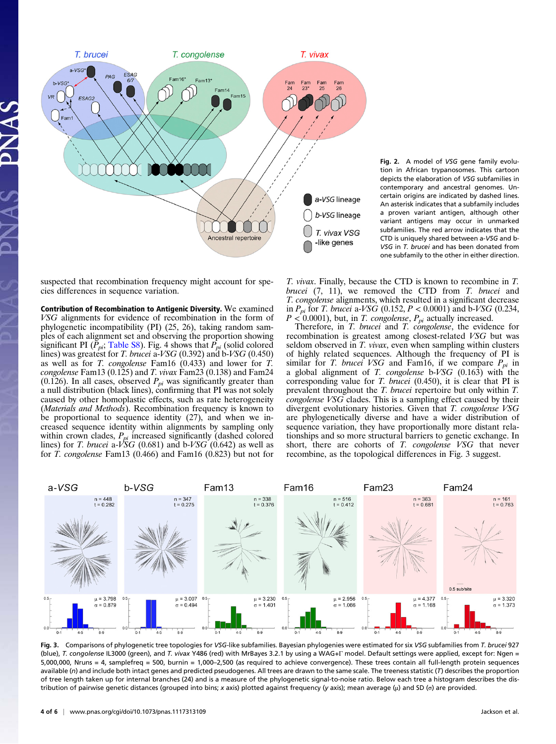Fig. 2. A model of *VSG* gene family evolution in African trypanosomes. This cartoon depicts the elaboration of *VSG* subfamilies in contemporary and ancestral genomes. Uncertain origins are indicated by dashed lines. An asterisk indicates that a subfamily includes a proven variant antigen, although other variant antigens may occur in unmarked subfamilies. The red arrow indicates that the CTD is uniquely shared between a-*VSG* and b-*VSG* in *T. brucei* and has been donated from one subfamily to the other in either direction.

suspected that recombination frequency might account for species differences in sequence variation.

**Contribution of Recombination to Antigenic Diversity.** We examined *VSG* alignments for evidence of recombination in the form of phylogenetic incompatibility (PI) (25, 26), taking random samples of each alignment set and observing the proportion showing significant PI ($P_{pi}$; Table S8). Fig. 4 shows that $P_{pi}$ (solid colored lines) was greatest for *T. brucei* a-*VSG* (0.392) and b-*VSG* (0.450) as well as for *T. congolense* Fam16 (0.433) and lower for *T. congolense* Fam13 (0.125) and *T. vivax* Fam23 (0.138) and Fam24 (0.126). In all cases, observed $P_{pi}$ was significantly greater than a null distribution (black lines), confirming that PI was not solely caused by other homoplastic effects, such as rate heterogeneity (*Materials and Methods*). Recombination frequency is known to be proportional to sequence identity (27), and when we increased sequence identity within alignments by sampling only within crown clades, $P_{pi}$ increased significantly (dashed colored lines) for *T. brucei* a-*VSG* (0.681) and b-*VSG* (0.642) as well as for *T. congolense* Fam13 (0.466) and Fam16 (0.823) but not for *T. vivax*. Finally, because the CTD is known to recombine in *T. brucei* (7, 11), we removed the CTD from *T. brucei* and *T. congolense* alignments, which resulted in a significant decrease in $P_{pi}$ for *T. brucei* a-*VSG* (0.152, $P < 0.0001$) and b-*VSG* (0.234, $P < 0.0001$), but, in *T. congolense*, $P_{pi}$ actually increased.

Therefore, in *T. brucei* and *T. congolense*, the evidence for recombination is greatest among closest-related *VSG* but was seldom observed in *T. vivax*, even when sampling within clusters of highly related sequences. Although the frequency of PI is similar for *T. brucei VSG* and Fam16, if we compare $P_{pi}$ in a global alignment of *T. congolense* b-*VSG* (0.163) with the corresponding value for *T. brucei* (0.450), it is clear that PI is prevalent throughout the *T. brucei* repertoire but only within *T. congolense VSG* clades. This is a sampling effect caused by their divergent evolutionary histories. Given that *T. congolense VSG* are phylogenetically diverse and have a wider distribution of sequence variation, they have proportionally more distant relationships and so more structural barriers to genetic exchange. In short, there are cohorts of *T. congolense VSG* that never recombine, as the topological differences in Fig. 3 suggest.

Fig. 3. Comparisons of phylogenetic tree topologies for *VSG*-like subfamilies. Bayesian phylogenies were estimated for six *VSG* subfamilies from *T. brucei* 927 (blue), *T. congolense* IL3000 (green), and *T. vivax* Y486 (red) with MrBayes 3.2.1 by using a WAG+Γ model. Default settings were applied, except for: Ngen = 5,000,000, Nruns = 4, samplefreq = 500, burnin = 1,000–2,500 (as required to achieve convergence). These trees contain all full-length protein sequences available (*n*) and include both intact genes and predicted pseudogenes. All trees are drawn to the same scale. The treeness statistic (*T*) describes the proportion of tree length taken up for internal branches (24) and is a measure of the phylogenetic signal-to-noise ratio. Below each tree a histogram describes the distribution of pairwise genetic distances (grouped into bins; *x* axis) plotted against frequency (*y* axis); mean average (μ) and SD (σ) are provided.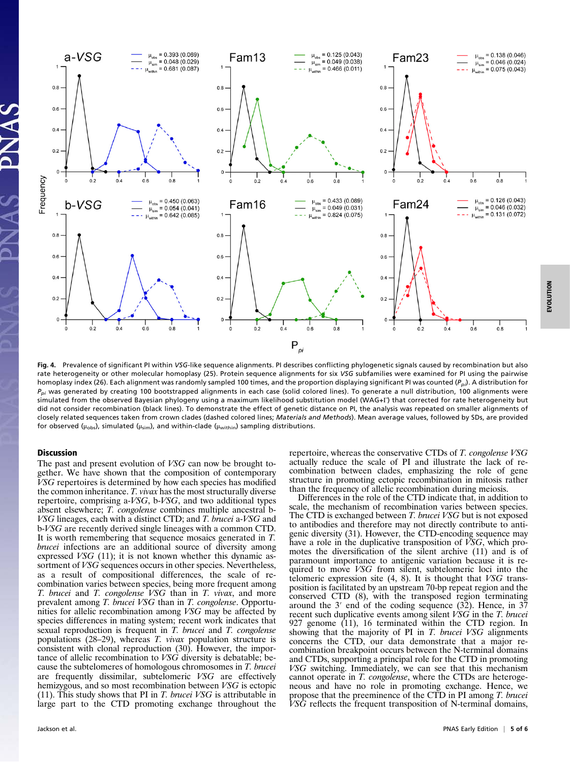**Fig. 4.** Prevalence of significant PI within *VSG*-like sequence alignments. PI describes conflicting phylogenetic signals caused by recombination but also rate heterogeneity or other molecular homoplasy (25). Protein sequence alignments for six *VSG* subfamilies were examined for PI using the pairwise homoplasy index (26). Each alignment was randomly sampled 100 times, and the proportion displaying significant PI was counted ($P_{pi}$). A distribution for $P_{pi}$ was generated by creating 100 bootstrapped alignments in each case (solid colored lines). To generate a null distribution, 100 alignments were simulated from the observed Bayesian phylogeny using a maximum likelihood substitution model (WAG+Γ) that corrected for rate heterogeneity but did not consider recombination (black lines). To demonstrate the effect of genetic distance on PI, the analysis was repeated on smaller alignments of closely related sequences taken from crown clades (dashed colored lines; *Materials and Methods*). Mean average values, followed by SDs, are provided for observed ($\mu_{obs}$), simulated ($\mu_{sim}$), and within-clade ($\mu_{within}$) sampling distributions.

## Discussion

The past and present evolution of *VSG* can now be brought together. We have shown that the composition of contemporary *VSG* repertoires is determined by how each species has modified the common inheritance. *T. vivax* has the most structurally diverse repertoire, comprising a-*VSG*, b-*VSG*, and two additional types absent elsewhere; *T. congolense* combines multiple ancestral b-*VSG* lineages, each with a distinct CTD; and *T. brucei* a-*VSG* and b-*VSG* are recently derived single lineages with a common CTD. It is worth remembering that sequence mosaics generated in *T. brucei* infections are an additional source of diversity among expressed *VSG* (11); it is not known whether this dynamic assortment of *VSG* sequences occurs in other species. Nevertheless, as a result of compositional differences, the scale of recombination varies between species, being more frequent among *T. brucei* and *T. congolense VSG* than in *T. vivax*, and more prevalent among *T. brucei VSG* than in *T. congolense*. Opportunities for allelic recombination among *VSG* may be affected by species differences in mating system; recent work indicates that sexual reproduction is frequent in *T. brucei* and *T. congolense* populations (28–29), whereas *T. vivax* population structure is consistent with clonal reproduction (30). However, the importance of allelic recombination to *VSG* diversity is debatable; because the subtelomeres of homologous chromosomes in *T. brucei* are frequently dissimilar, subtelomeric *VSG* are effectively hemizygous, and so most recombination between *VSG* is ectopic (11). This study shows that PI in *T. brucei VSG* is attributable in large part to the CTD promoting exchange throughout the repertoire, whereas the conservative CTDs of *T. congolense VSG* actually reduce the scale of PI and illustrate the lack of recombination between clades, emphasizing the role of gene structure in promoting ectopic recombination in mitosis rather than the frequency of allelic recombination during meiosis.

Differences in the role of the CTD indicate that, in addition to scale, the mechanism of recombination varies between species. The CTD is exchanged between *T. brucei VSG* but is not exposed to antibodies and therefore may not directly contribute to antigenic diversity (31). However, the CTD-encoding sequence may have a role in the duplicative transposition of *VSG*, which promotes the diversification of the silent archive (11) and is of paramount importance to antigenic variation because it is required to move *VSG* from silent, subtelomeric loci into the telomeric expression site (4, 8). It is thought that *VSG* transposition is facilitated by an upstream 70-bp repeat region and the conserved CTD (8), with the transposed region terminating around the 3′ end of the coding sequence (32). Hence, in 37 recent such duplicative events among silent *VSG* in the *T. brucei* 927 genome (11), 16 terminated within the CTD region. In showing that the majority of PI in *T. brucei VSG* alignments concerns the CTD, our data demonstrate that a major recombination breakpoint occurs between the N-terminal domains and CTDs, supporting a principal role for the CTD in promoting *VSG* switching. Immediately, we can see that this mechanism cannot operate in *T. congolense*, where the CTDs are heterogeneous and have no role in promoting exchange. Hence, we propose that the preeminence of the CTD in PI among *T. brucei VSG* reflects the frequent transposition of N-terminal domains,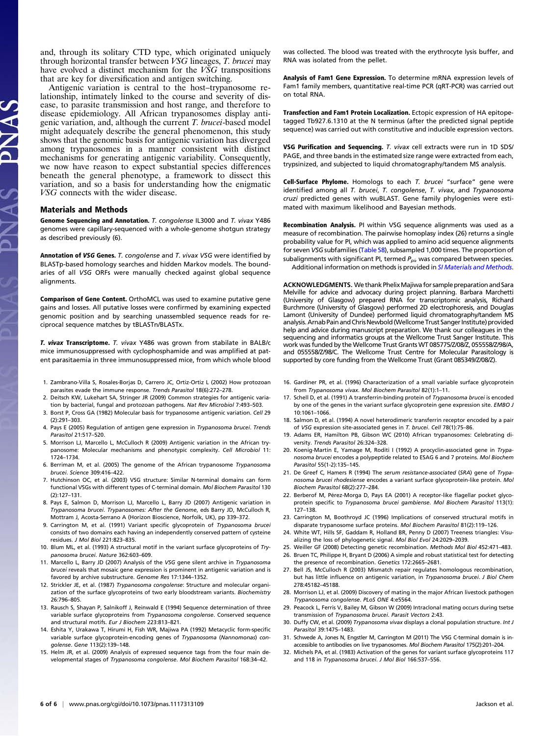and, through its solitary CTD type, which originated uniquely through horizontal transfer between *VSG* lineages, *T. brucei* may have evolved a distinct mechanism for the *VSG* transpositions that are key for diversification and antigen switching.

Antigenic variation is central to the host–trypanosome relationship, intimately linked to the course and severity of disease, to parasite transmission and host range, and therefore to disease epidemiology. All African trypanosomes display antigenic variation, and, although the current *T. brucei*-based model might adequately describe the general phenomenon, this study shows that the genomic basis for antigenic variation has diverged among trypanosomes in a manner consistent with distinct mechanisms for generating antigenic variability. Consequently, we now have reason to expect substantial species differences beneath the general phenotype, a framework to dissect this variation, and so a basis for understanding how the enigmatic *VSG* connects with the wider disease.

## Materials and Methods

**Genome Sequencing and Annotation.** *T. congolense* IL3000 and *T. vivax* Y486 genomes were capillary-sequenced with a whole-genome shotgun strategy as described previously (6).

**Annotation of *VSG* Genes.** *T. congolense* and *T. vivax VSG* were identified by BLASTp-based homology searches and hidden Markov models. The boundaries of all *VSG* ORFs were manually checked against global sequence alignments.

**Comparison of Gene Content.** OrthoMCL was used to examine putative gene gains and losses. All putative losses were confirmed by examining expected genomic position and by searching unassembled sequence reads for reciprocal sequence matches by tBLASTn/BLASTx.

***T. vivax* Transcriptome.** *T. vivax* Y486 was grown from stabilate in BALB/c mice immunosuppressed with cyclophosphamide and was amplified at patent parasitaemia in three immunosuppressed mice, from which whole blood was collected. The blood was treated with the erythrocyte lysis buffer, and RNA was isolated from the pellet.

**Analysis of Fam1 Gene Expression.** To determine mRNA expression levels of Fam1 family members, quantitative real-time PCR (qRT-PCR) was carried out on total RNA.

**Transfection and Fam1 Protein Localization.** Ectopic expression of HA epitope-tagged Tb927.6.1310 at the N terminus (after the predicted signal peptide sequence) was carried out with constitutive and inducible expression vectors.

**VSG Purification and Sequencing.** *T. vivax* cell extracts were run in 1D SDS/PAGE, and three bands in the estimated size range were extracted from each, trypsinized, and subjected to liquid chromatography/tandem MS analysis.

**Cell-Surface Phylome.** Homologs to each *T. brucei* "surface" gene were identified among all *T. brucei*, *T. congolense*, *T. vivax*, and *Trypanosoma cruzi* predicted genes with wuBLAST. Gene family phylogenies were estimated with maximum likelihood and Bayesian methods.

**Recombination Analysis.** PI within VSG sequence alignments was used as a measure of recombination. The pairwise homoplasy index (26) returns a single probability value for PI, which was applied to amino acid sequence alignments for seven *VSG* subfamilies (Table S8), subsampled 1,000 times. The proportion of subalignments with significant PI, termed $P_{pi}$, was compared between species.

Additional information on methods is provided in *SI Materials and Methods*.

**ACKNOWLEDGMENTS.** We thank Phelix Majiwa for sample preparation and Sara Melville for advice and advocacy during project planning. Barbara Marchetti (University of Glasgow) prepared RNA for transcriptomic analysis, Richard Burchmore (University of Glasgow) performed 2D electrophoresis, and Douglas Lamont (University of Dundee) performed liquid chromatography/tandem MS analysis. Arnab Pain and Chris Newbold (Wellcome Trust Sanger Institute) provided help and advice during manuscript preparation. We thank our colleagues in the sequencing and informatics groups at the Wellcome Trust Sanger Institute. This work was funded by the Wellcome Trust Grants WT 085775/Z/08/Z, 055558/Z/98/A, and 055558/Z/98/C. The Wellcome Trust Centre for Molecular Parasitology is supported by core funding from the Wellcome Trust (Grant 085349/Z/08/Z).

1. Zambrano-Villa S, Rosales-Borjas D, Carrero JC, Ortiz-Ortiz L (2002) How protozoan parasites evade the immune response. *Trends Parasitol* 18(6):272–278.
2. Deitsch KW, Lukehart SA, Stringer JR (2009) Common strategies for antigenic variation by bacterial, fungal and protozoan pathogens. *Nat Rev Microbiol* 7:493–503.
3. Borst P, Cross GA (1982) Molecular basis for trypanosome antigenic variation. *Cell* 29 (2):291–303.
4. Pays E (2005) Regulation of antigen gene expression in *Trypanosoma brucei*. *Trends Parasitol* 21:517–520.
5. Morrison LJ, Marcello L, McCulloch R (2009) Antigenic variation in the African trypanosome: Molecular mechanisms and phenotypic complexity. *Cell Microbiol* 11: 1724–1734.
6. Berriman M, et al. (2005) The genome of the African trypanosome *Trypanosoma brucei*. *Science* 309:416–422.
7. Hutchinson OC, et al. (2003) VSG structure: Similar N-terminal domains can form functional VSGs with different types of C-terminal domain. *Mol Biochem Parasitol* 130 (2):127–131.
8. Pays E, Salmon D, Morrison LJ, Marcello L, Barry JD (2007) Antigenic variation in *Trypanosoma brucei*. *Trypanosomes: After the Genome*, eds Barry JD, McCulloch R, Mottram J, Acosta-Serrano A (Horizon Bioscience, Norfolk, UK), pp 339–372.
9. Carrington M, et al. (1991) Variant specific glycoprotein of *Trypanosoma brucei* consists of two domains each having an independently conserved pattern of cysteine residues. *J Mol Biol* 221:823–835.
10. Blum ML, et al. (1993) A structural motif in the variant surface glycoproteins of *Trypanosoma brucei*. *Nature* 362:603–609.
11. Marcello L, Barry JD (2007) Analysis of the *VSG* gene silent archive in *Trypanosoma brucei* reveals that mosaic gene expression is prominent in antigenic variation and is favored by archive substructure. *Genome Res* 17:1344–1352.
12. Strickler JE, et al. (1987) *Trypanosoma congolense*: Structure and molecular organization of the surface glycoproteins of two early bloodstream variants. *Biochemistry* 26:796–805.
13. Rausch S, Shayan P, Salnikoff J, Reinwald E (1994) Sequence determination of three variable surface glycoproteins from *Trypanosoma congolense*. Conserved sequence and structural motifs. *Eur J Biochem* 223:813–821.
14. Eshita Y, Urakawa T, Hirumi H, Fish WR, Majiwa PA (1992) Metacyclic form-specific variable surface glycoprotein-encoding genes of *Trypanosoma* (*Nannomonas*) *congolense*. *Gene* 113(2):139–148.
15. Helm JR, et al. (2009) Analysis of expressed sequence tags from the four main developmental stages of *Trypanosoma congolense*. *Mol Biochem Parasitol* 168:34–42.
16. Gardiner PR, et al. (1996) Characterization of a small variable surface glycoprotein from *Trypanosoma vivax*. *Mol Biochem Parasitol* 82(1):1–11.
17. Schell D, et al. (1991) A transferrin-binding protein of *Trypanosoma brucei* is encoded by one of the genes in the variant surface glycoprotein gene expression site. *EMBO J* 10:1061–1066.
18. Salmon D, et al. (1994) A novel heterodimeric transferrin receptor encoded by a pair of *VSG* expression site-associated genes in *T. brucei*. *Cell* 78(1):75–86.
19. Adams ER, Hamilton PB, Gibson WC (2010) African trypanosomes: Celebrating diversity. *Trends Parasitol* 26:324–328.
20. Koenig-Martin E, Yamage M, Roditi I (1992) A procyclin-associated gene in *Trypanosoma brucei* encodes a polypeptide related to ESAG 6 and 7 proteins. *Mol Biochem Parasitol* 55(1-2):135–145.
21. De Greef C, Hamers R (1994) The *serum resistance-associated* (*SRA*) gene of *Trypanosoma brucei rhodesiense* encodes a variant surface glycoprotein-like protein. *Mol Biochem Parasitol* 68(2):277–284.
22. Berberof M, Pérez-Morga D, Pays EA (2001) A receptor-like flagellar pocket glycoprotein specific to *Trypanosoma brucei gambiense*. *Mol Biochem Parasitol* 113(1): 127–138.
23. Carrington M, Boothroyd JC (1996) Implications of conserved structural motifs in disparate trypanosome surface proteins. *Mol Biochem Parasitol* 81(2):119–126.
24. White WT, Hills SF, Gaddam R, Holland BR, Penny D (2007) Treeness triangles: Visualizing the loss of phylogenetic signal. *Mol Biol Evol* 24:2029–2039.
25. Weiller GF (2008) Detecting genetic recombination. *Methods Mol Biol* 452:471–483.
26. Bruen TC, Philippe H, Bryant D (2006) A simple and robust statistical test for detecting the presence of recombination. *Genetics* 172:2665–2681.
27. Bell JS, McCulloch R (2003) Mismatch repair regulates homologous recombination, but has little influence on antigenic variation, in *Trypanosoma brucei*. *J Biol Chem* 278:45182–45188.
28. Morrison LJ, et al. (2009) Discovery of mating in the major African livestock pathogen *Trypanosoma congolense*. *PLoS ONE* 4:e5564.
29. Peacock L, Ferris V, Bailey M, Gibson W (2009) Intraclonal mating occurs during tsetse transmission of *Trypanosoma brucei*. *Parasit Vectors* 2:43.
30. Duffy CW, et al. (2009) *Trypanosoma vivax* displays a clonal population structure. *Int J Parasitol* 39:1475–1483.
31. Schwede A, Jones N, Engstler M, Carrington M (2011) The VSG C-terminal domain is inaccessible to antibodies on live trypanosomes. *Mol Biochem Parasitol* 175(2):201–204.
32. Michels PA, et al. (1983) Activation of the genes for variant surface glycoproteins 117 and 118 in *Trypanosoma brucei*. *J Mol Biol* 166:537–556.